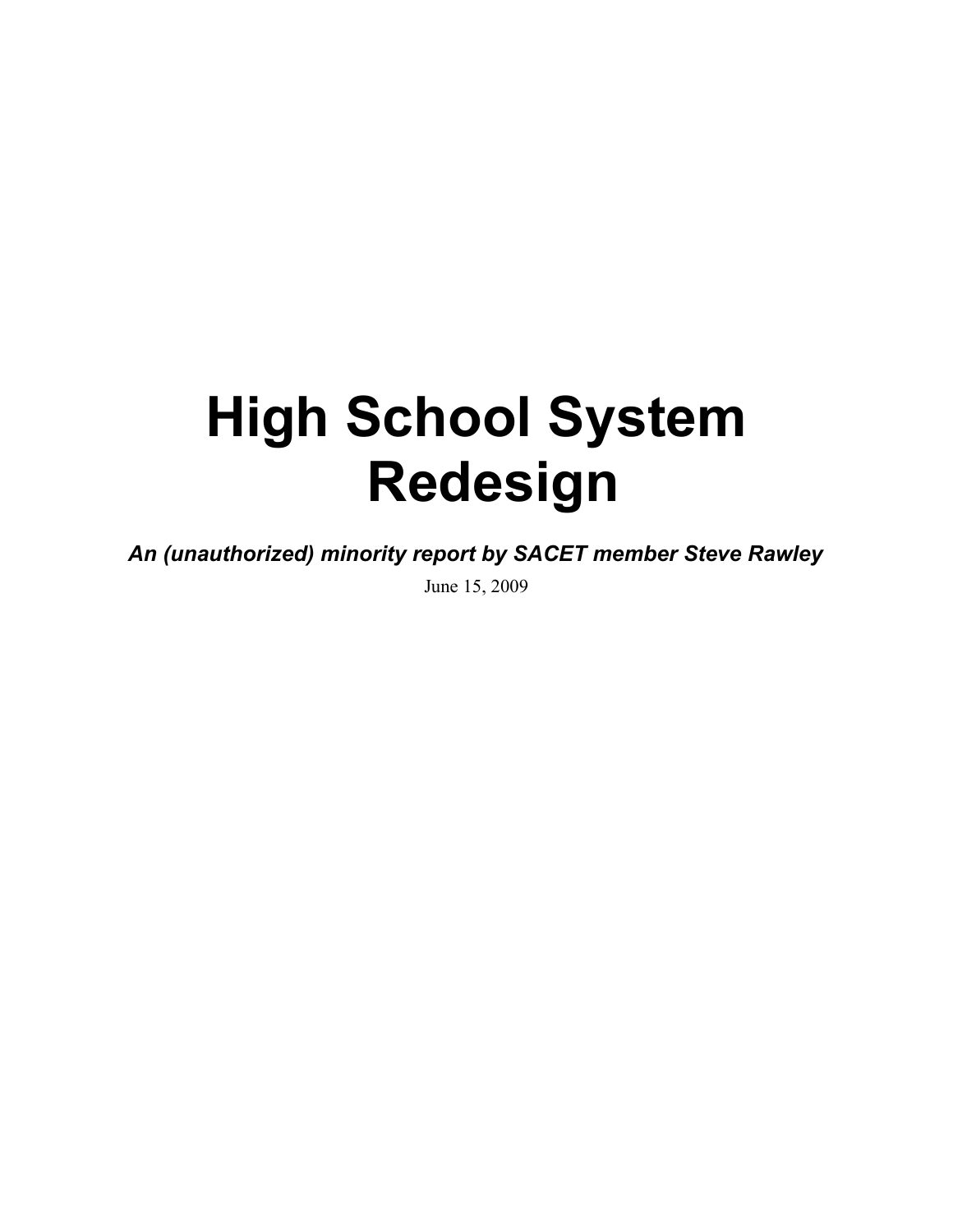# High School System Redesign

***An (unauthorized) minority report by SACET member Steve Rawley***

June 15, 2009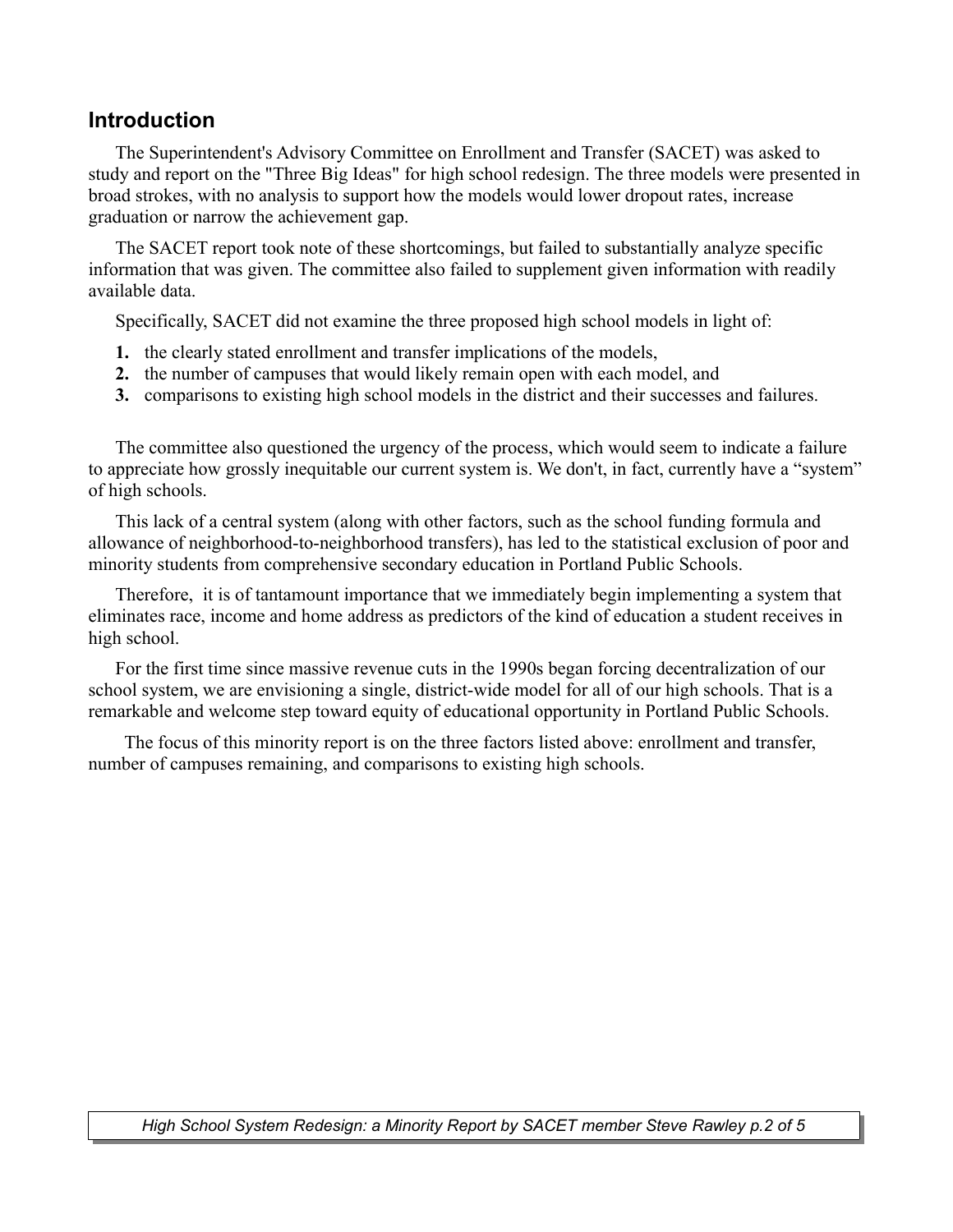## Introduction

The Superintendent's Advisory Committee on Enrollment and Transfer (SACET) was asked to study and report on the "Three Big Ideas" for high school redesign. The three models were presented in broad strokes, with no analysis to support how the models would lower dropout rates, increase graduation or narrow the achievement gap.

The SACET report took note of these shortcomings, but failed to substantially analyze specific information that was given. The committee also failed to supplement given information with readily available data.

Specifically, SACET did not examine the three proposed high school models in light of:

1. the clearly stated enrollment and transfer implications of the models,
2. the number of campuses that would likely remain open with each model, and
3. comparisons to existing high school models in the district and their successes and failures.

The committee also questioned the urgency of the process, which would seem to indicate a failure to appreciate how grossly inequitable our current system is. We don't, in fact, currently have a “system” of high schools.

This lack of a central system (along with other factors, such as the school funding formula and allowance of neighborhood-to-neighborhood transfers), has led to the statistical exclusion of poor and minority students from comprehensive secondary education in Portland Public Schools.

Therefore, it is of tantamount importance that we immediately begin implementing a system that eliminates race, income and home address as predictors of the kind of education a student receives in high school.

For the first time since massive revenue cuts in the 1990s began forcing decentralization of our school system, we are envisioning a single, district-wide model for all of our high schools. That is a remarkable and welcome step toward equity of educational opportunity in Portland Public Schools.

The focus of this minority report is on the three factors listed above: enrollment and transfer, number of campuses remaining, and comparisons to existing high schools.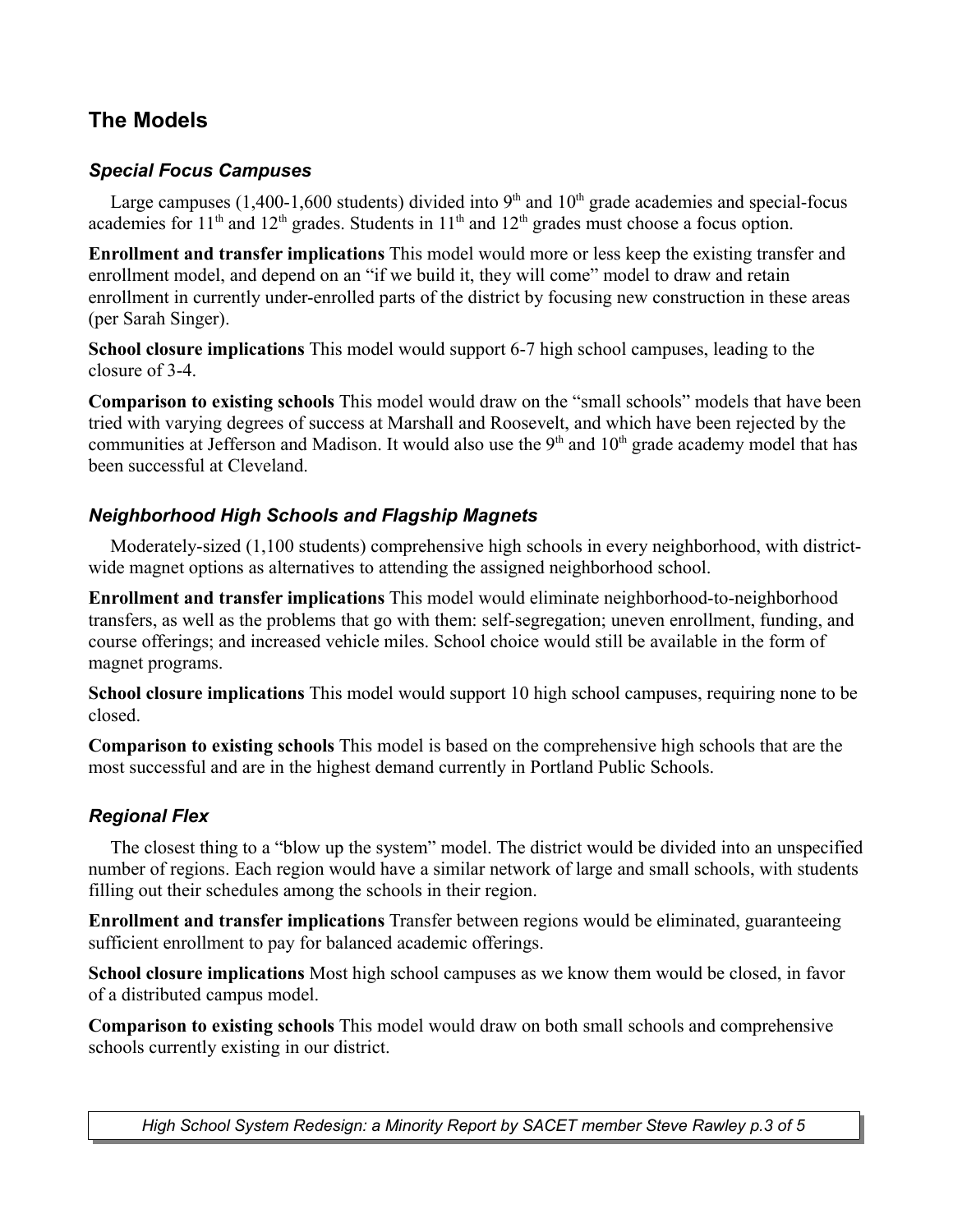## The Models

### *Special Focus Campuses*

Large campuses (1,400-1,600 students) divided into 9th and 10th grade academies and special-focus academies for 11th and 12th grades. Students in 11th and 12th grades must choose a focus option.

**Enrollment and transfer implications** This model would more or less keep the existing transfer and enrollment model, and depend on an "if we build it, they will come" model to draw and retain enrollment in currently under-enrolled parts of the district by focusing new construction in these areas (per Sarah Singer).

**School closure implications** This model would support 6-7 high school campuses, leading to the closure of 3-4.

**Comparison to existing schools** This model would draw on the "small schools" models that have been tried with varying degrees of success at Marshall and Roosevelt, and which have been rejected by the communities at Jefferson and Madison. It would also use the 9th and 10th grade academy model that has been successful at Cleveland.

### *Neighborhood High Schools and Flagship Magnets*

Moderately-sized (1,100 students) comprehensive high schools in every neighborhood, with district-wide magnet options as alternatives to attending the assigned neighborhood school.

**Enrollment and transfer implications** This model would eliminate neighborhood-to-neighborhood transfers, as well as the problems that go with them: self-segregation; uneven enrollment, funding, and course offerings; and increased vehicle miles. School choice would still be available in the form of magnet programs.

**School closure implications** This model would support 10 high school campuses, requiring none to be closed.

**Comparison to existing schools** This model is based on the comprehensive high schools that are the most successful and are in the highest demand currently in Portland Public Schools.

### *Regional Flex*

The closest thing to a "blow up the system" model. The district would be divided into an unspecified number of regions. Each region would have a similar network of large and small schools, with students filling out their schedules among the schools in their region.

**Enrollment and transfer implications** Transfer between regions would be eliminated, guaranteeing sufficient enrollment to pay for balanced academic offerings.

**School closure implications** Most high school campuses as we know them would be closed, in favor of a distributed campus model.

**Comparison to existing schools** This model would draw on both small schools and comprehensive schools currently existing in our district.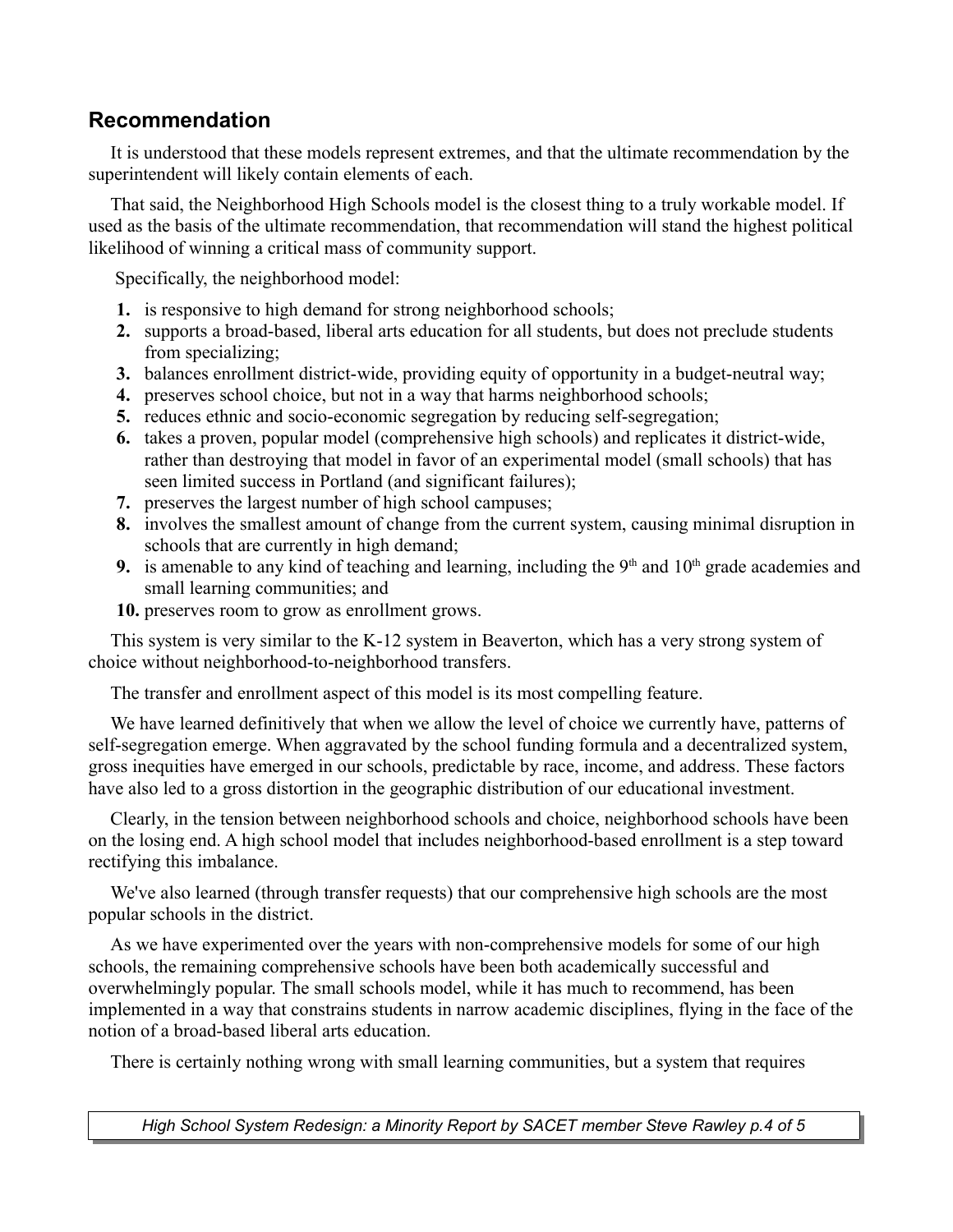## Recommendation

It is understood that these models represent extremes, and that the ultimate recommendation by the superintendent will likely contain elements of each.

That said, the Neighborhood High Schools model is the closest thing to a truly workable model. If used as the basis of the ultimate recommendation, that recommendation will stand the highest political likelihood of winning a critical mass of community support.

Specifically, the neighborhood model:

1. is responsive to high demand for strong neighborhood schools;
2. supports a broad-based, liberal arts education for all students, but does not preclude students from specializing;
3. balances enrollment district-wide, providing equity of opportunity in a budget-neutral way;
4. preserves school choice, but not in a way that harms neighborhood schools;
5. reduces ethnic and socio-economic segregation by reducing self-segregation;
6. takes a proven, popular model (comprehensive high schools) and replicates it district-wide, rather than destroying that model in favor of an experimental model (small schools) that has seen limited success in Portland (and significant failures);
7. preserves the largest number of high school campuses;
8. involves the smallest amount of change from the current system, causing minimal disruption in schools that are currently in high demand;
9. is amenable to any kind of teaching and learning, including the 9th and 10th grade academies and small learning communities; and
10. preserves room to grow as enrollment grows.

This system is very similar to the K-12 system in Beaverton, which has a very strong system of choice without neighborhood-to-neighborhood transfers.

The transfer and enrollment aspect of this model is its most compelling feature.

We have learned definitively that when we allow the level of choice we currently have, patterns of self-segregation emerge. When aggravated by the school funding formula and a decentralized system, gross inequities have emerged in our schools, predictable by race, income, and address. These factors have also led to a gross distortion in the geographic distribution of our educational investment.

Clearly, in the tension between neighborhood schools and choice, neighborhood schools have been on the losing end. A high school model that includes neighborhood-based enrollment is a step toward rectifying this imbalance.

We've also learned (through transfer requests) that our comprehensive high schools are the most popular schools in the district.

As we have experimented over the years with non-comprehensive models for some of our high schools, the remaining comprehensive schools have been both academically successful and overwhelmingly popular. The small schools model, while it has much to recommend, has been implemented in a way that constrains students in narrow academic disciplines, flying in the face of the notion of a broad-based liberal arts education.

There is certainly nothing wrong with small learning communities, but a system that requires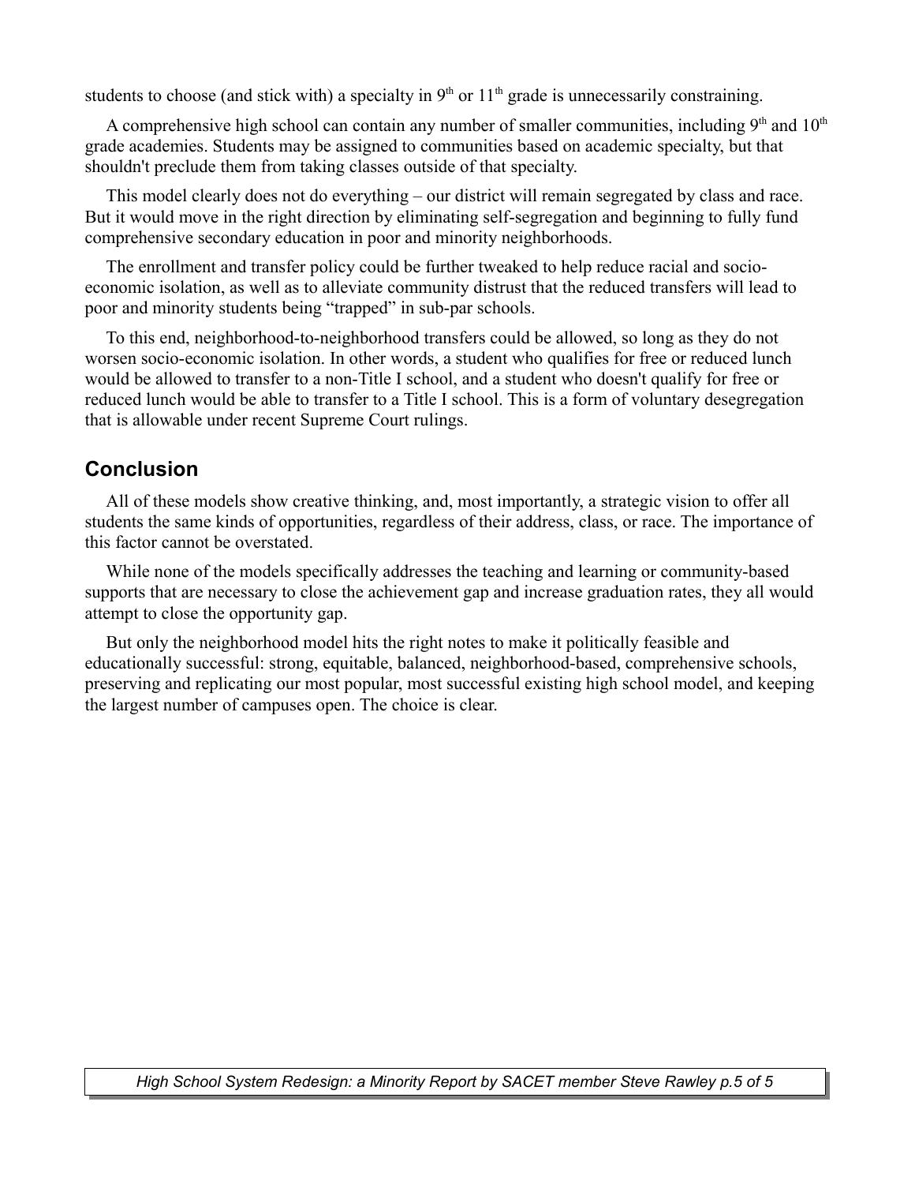students to choose (and stick with) a specialty in 9th or 11th grade is unnecessarily constraining.

A comprehensive high school can contain any number of smaller communities, including 9th and 10th grade academies. Students may be assigned to communities based on academic specialty, but that shouldn't preclude them from taking classes outside of that specialty.

This model clearly does not do everything – our district will remain segregated by class and race. But it would move in the right direction by eliminating self-segregation and beginning to fully fund comprehensive secondary education in poor and minority neighborhoods.

The enrollment and transfer policy could be further tweaked to help reduce racial and socio-economic isolation, as well as to alleviate community distrust that the reduced transfers will lead to poor and minority students being "trapped" in sub-par schools.

To this end, neighborhood-to-neighborhood transfers could be allowed, so long as they do not worsen socio-economic isolation. In other words, a student who qualifies for free or reduced lunch would be allowed to transfer to a non-Title I school, and a student who doesn't qualify for free or reduced lunch would be able to transfer to a Title I school. This is a form of voluntary desegregation that is allowable under recent Supreme Court rulings.

## Conclusion

All of these models show creative thinking, and, most importantly, a strategic vision to offer all students the same kinds of opportunities, regardless of their address, class, or race. The importance of this factor cannot be overstated.

While none of the models specifically addresses the teaching and learning or community-based supports that are necessary to close the achievement gap and increase graduation rates, they all would attempt to close the opportunity gap.

But only the neighborhood model hits the right notes to make it politically feasible and educationally successful: strong, equitable, balanced, neighborhood-based, comprehensive schools, preserving and replicating our most popular, most successful existing high school model, and keeping the largest number of campuses open. The choice is clear.